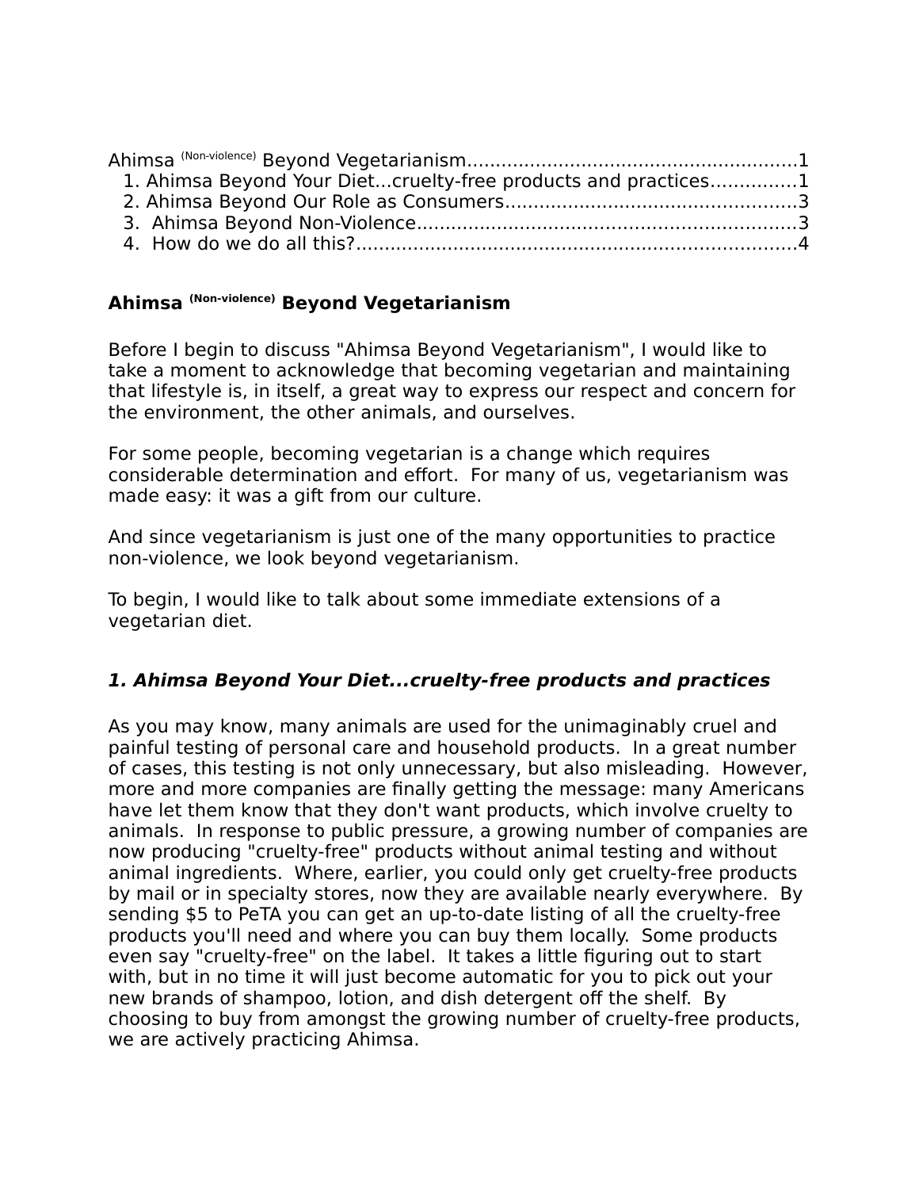Ahimsa (Non-violence) Beyond Vegetarianism........................................................1
1. Ahimsa Beyond Your Diet...cruelty-free products and practices..............1
2. Ahimsa Beyond Our Role as Consumers..................................................3
3. Ahimsa Beyond Non-Violence.................................................................3
4. How do we do all this?...........................................................................4

## Ahimsa (Non-violence) Beyond Vegetarianism

Before I begin to discuss "Ahimsa Beyond Vegetarianism", I would like to take a moment to acknowledge that becoming vegetarian and maintaining that lifestyle is, in itself, a great way to express our respect and concern for the environment, the other animals, and ourselves.

For some people, becoming vegetarian is a change which requires considerable determination and effort. For many of us, vegetarianism was made easy: it was a gift from our culture.

And since vegetarianism is just one of the many opportunities to practice non-violence, we look beyond vegetarianism.

To begin, I would like to talk about some immediate extensions of a vegetarian diet.

### *1. Ahimsa Beyond Your Diet...cruelty-free products and practices*

As you may know, many animals are used for the unimaginably cruel and painful testing of personal care and household products. In a great number of cases, this testing is not only unnecessary, but also misleading. However, more and more companies are finally getting the message: many Americans have let them know that they don't want products, which involve cruelty to animals. In response to public pressure, a growing number of companies are now producing "cruelty-free" products without animal testing and without animal ingredients. Where, earlier, you could only get cruelty-free products by mail or in specialty stores, now they are available nearly everywhere. By sending $5 to PeTA you can get an up-to-date listing of all the cruelty-free products you'll need and where you can buy them locally. Some products even say "cruelty-free" on the label. It takes a little figuring out to start with, but in no time it will just become automatic for you to pick out your new brands of shampoo, lotion, and dish detergent off the shelf. By choosing to buy from amongst the growing number of cruelty-free products, we are actively practicing Ahimsa.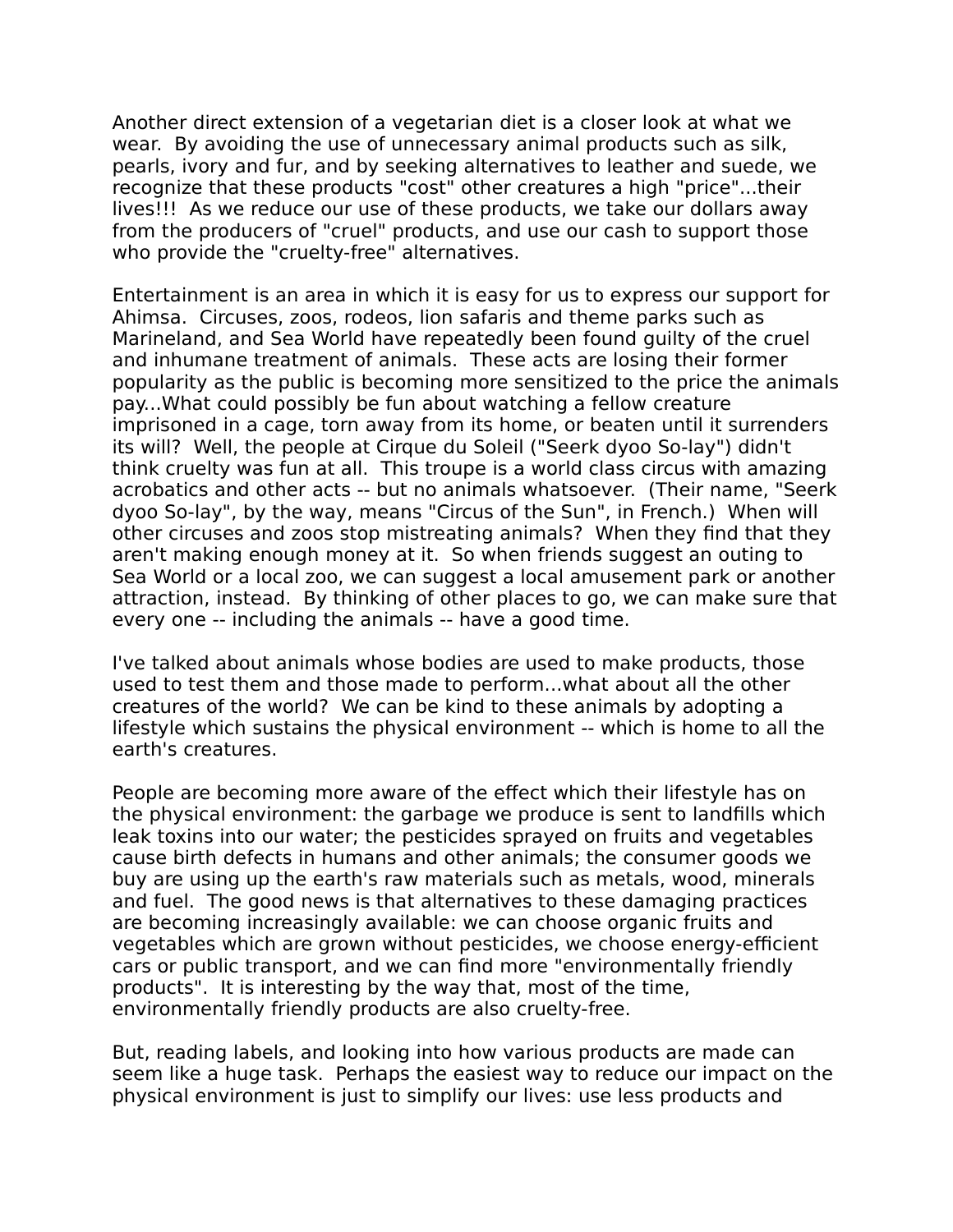Another direct extension of a vegetarian diet is a closer look at what we wear. By avoiding the use of unnecessary animal products such as silk, pearls, ivory and fur, and by seeking alternatives to leather and suede, we recognize that these products "cost" other creatures a high "price"...their lives!!! As we reduce our use of these products, we take our dollars away from the producers of "cruel" products, and use our cash to support those who provide the "cruelty-free" alternatives.

Entertainment is an area in which it is easy for us to express our support for Ahimsa. Circuses, zoos, rodeos, lion safaris and theme parks such as Marineland, and Sea World have repeatedly been found guilty of the cruel and inhumane treatment of animals. These acts are losing their former popularity as the public is becoming more sensitized to the price the animals pay...What could possibly be fun about watching a fellow creature imprisoned in a cage, torn away from its home, or beaten until it surrenders its will? Well, the people at Cirque du Soleil ("Seerk dyoo So-lay") didn't think cruelty was fun at all. This troupe is a world class circus with amazing acrobatics and other acts -- but no animals whatsoever. (Their name, "Seerk dyoo So-lay", by the way, means "Circus of the Sun", in French.) When will other circuses and zoos stop mistreating animals? When they find that they aren't making enough money at it. So when friends suggest an outing to Sea World or a local zoo, we can suggest a local amusement park or another attraction, instead. By thinking of other places to go, we can make sure that every one -- including the animals -- have a good time.

I've talked about animals whose bodies are used to make products, those used to test them and those made to perform...what about all the other creatures of the world? We can be kind to these animals by adopting a lifestyle which sustains the physical environment -- which is home to all the earth's creatures.

People are becoming more aware of the effect which their lifestyle has on the physical environment: the garbage we produce is sent to landfills which leak toxins into our water; the pesticides sprayed on fruits and vegetables cause birth defects in humans and other animals; the consumer goods we buy are using up the earth's raw materials such as metals, wood, minerals and fuel. The good news is that alternatives to these damaging practices are becoming increasingly available: we can choose organic fruits and vegetables which are grown without pesticides, we choose energy-efficient cars or public transport, and we can find more "environmentally friendly products". It is interesting by the way that, most of the time, environmentally friendly products are also cruelty-free.

But, reading labels, and looking into how various products are made can seem like a huge task. Perhaps the easiest way to reduce our impact on the physical environment is just to simplify our lives: use less products and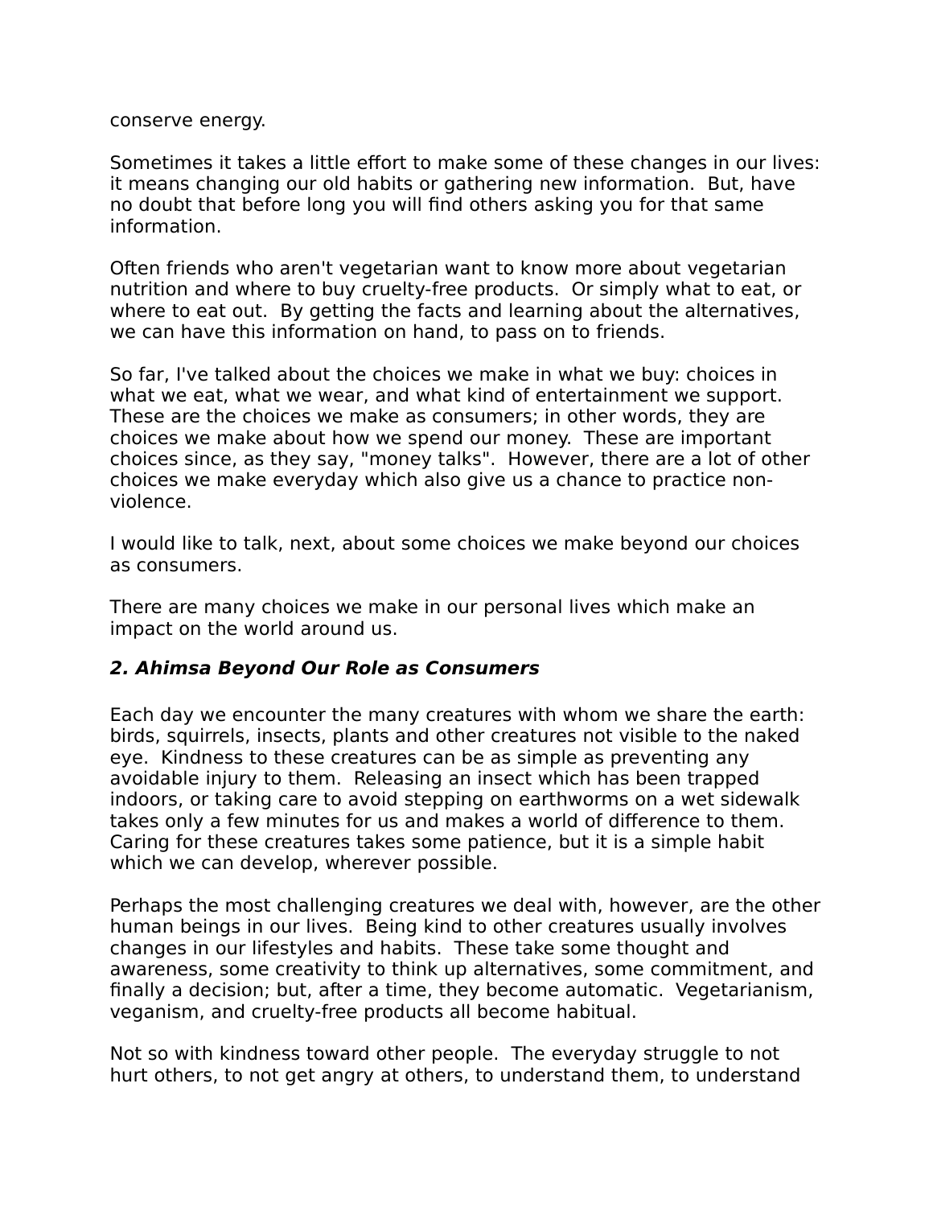conserve energy.

Sometimes it takes a little effort to make some of these changes in our lives: it means changing our old habits or gathering new information. But, have no doubt that before long you will find others asking you for that same information.

Often friends who aren't vegetarian want to know more about vegetarian nutrition and where to buy cruelty-free products. Or simply what to eat, or where to eat out. By getting the facts and learning about the alternatives, we can have this information on hand, to pass on to friends.

So far, I've talked about the choices we make in what we buy: choices in what we eat, what we wear, and what kind of entertainment we support. These are the choices we make as consumers; in other words, they are choices we make about how we spend our money. These are important choices since, as they say, "money talks". However, there are a lot of other choices we make everyday which also give us a chance to practice non-violence.

I would like to talk, next, about some choices we make beyond our choices as consumers.

There are many choices we make in our personal lives which make an impact on the world around us.

### ***2. Ahimsa Beyond Our Role as Consumers***

Each day we encounter the many creatures with whom we share the earth: birds, squirrels, insects, plants and other creatures not visible to the naked eye. Kindness to these creatures can be as simple as preventing any avoidable injury to them. Releasing an insect which has been trapped indoors, or taking care to avoid stepping on earthworms on a wet sidewalk takes only a few minutes for us and makes a world of difference to them. Caring for these creatures takes some patience, but it is a simple habit which we can develop, wherever possible.

Perhaps the most challenging creatures we deal with, however, are the other human beings in our lives. Being kind to other creatures usually involves changes in our lifestyles and habits. These take some thought and awareness, some creativity to think up alternatives, some commitment, and finally a decision; but, after a time, they become automatic. Vegetarianism, veganism, and cruelty-free products all become habitual.

Not so with kindness toward other people. The everyday struggle to not hurt others, to not get angry at others, to understand them, to understand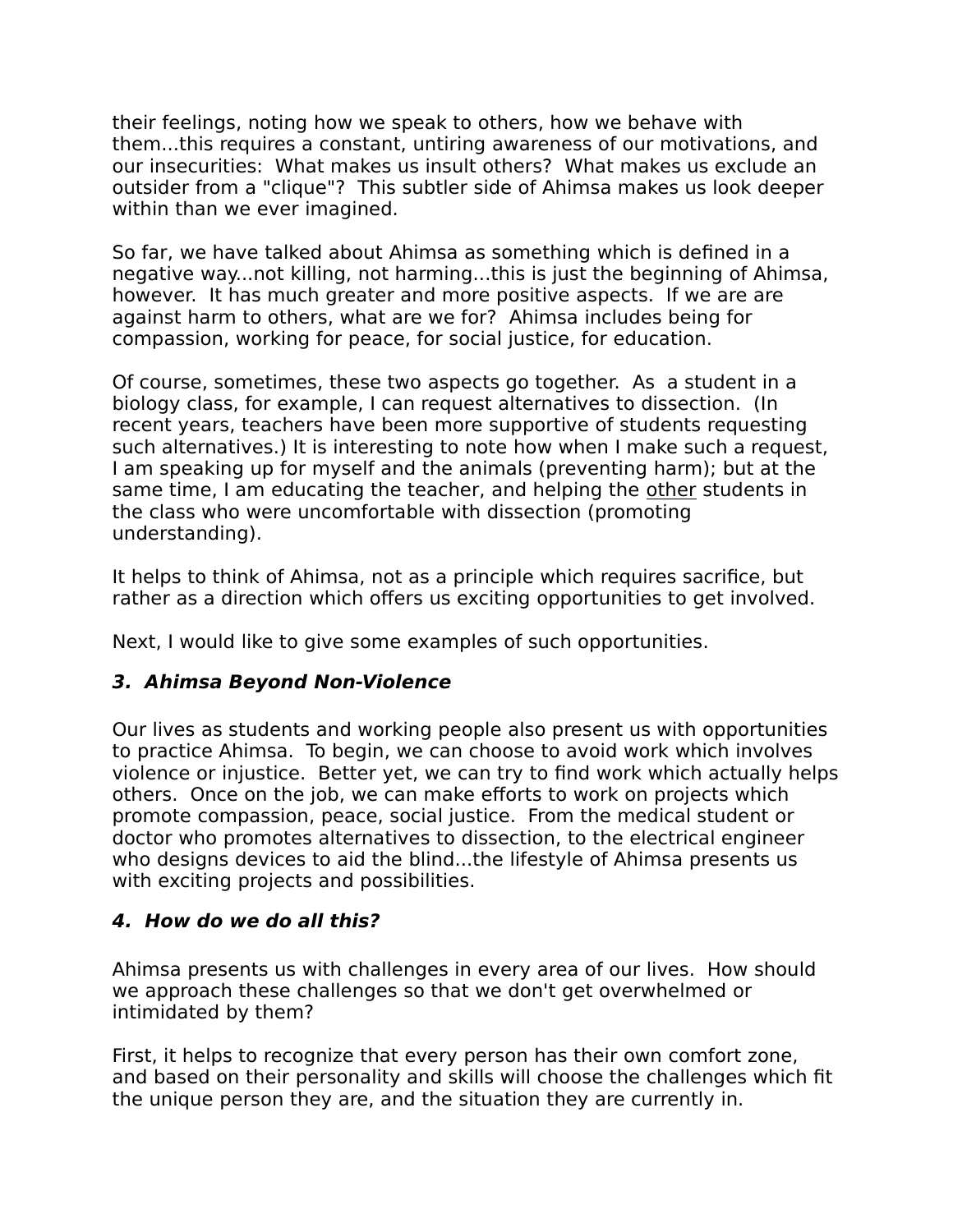their feelings, noting how we speak to others, how we behave with them...this requires a constant, untiring awareness of our motivations, and our insecurities: What makes us insult others? What makes us exclude an outsider from a "clique"? This subtler side of Ahimsa makes us look deeper within than we ever imagined.

So far, we have talked about Ahimsa as something which is defined in a negative way...not killing, not harming...this is just the beginning of Ahimsa, however. It has much greater and more positive aspects. If we are are against harm to others, what are we for? Ahimsa includes being for compassion, working for peace, for social justice, for education.

Of course, sometimes, these two aspects go together. As a student in a biology class, for example, I can request alternatives to dissection. (In recent years, teachers have been more supportive of students requesting such alternatives.) It is interesting to note how when I make such a request, I am speaking up for myself and the animals (preventing harm); but at the same time, I am educating the teacher, and helping the <u>other</u> students in the class who were uncomfortable with dissection (promoting understanding).

It helps to think of Ahimsa, not as a principle which requires sacrifice, but rather as a direction which offers us exciting opportunities to get involved.

Next, I would like to give some examples of such opportunities.

### ***3. Ahimsa Beyond Non-Violence***

Our lives as students and working people also present us with opportunities to practice Ahimsa. To begin, we can choose to avoid work which involves violence or injustice. Better yet, we can try to find work which actually helps others. Once on the job, we can make efforts to work on projects which promote compassion, peace, social justice. From the medical student or doctor who promotes alternatives to dissection, to the electrical engineer who designs devices to aid the blind...the lifestyle of Ahimsa presents us with exciting projects and possibilities.

### ***4. How do we do all this?***

Ahimsa presents us with challenges in every area of our lives. How should we approach these challenges so that we don't get overwhelmed or intimidated by them?

First, it helps to recognize that every person has their own comfort zone, and based on their personality and skills will choose the challenges which fit the unique person they are, and the situation they are currently in.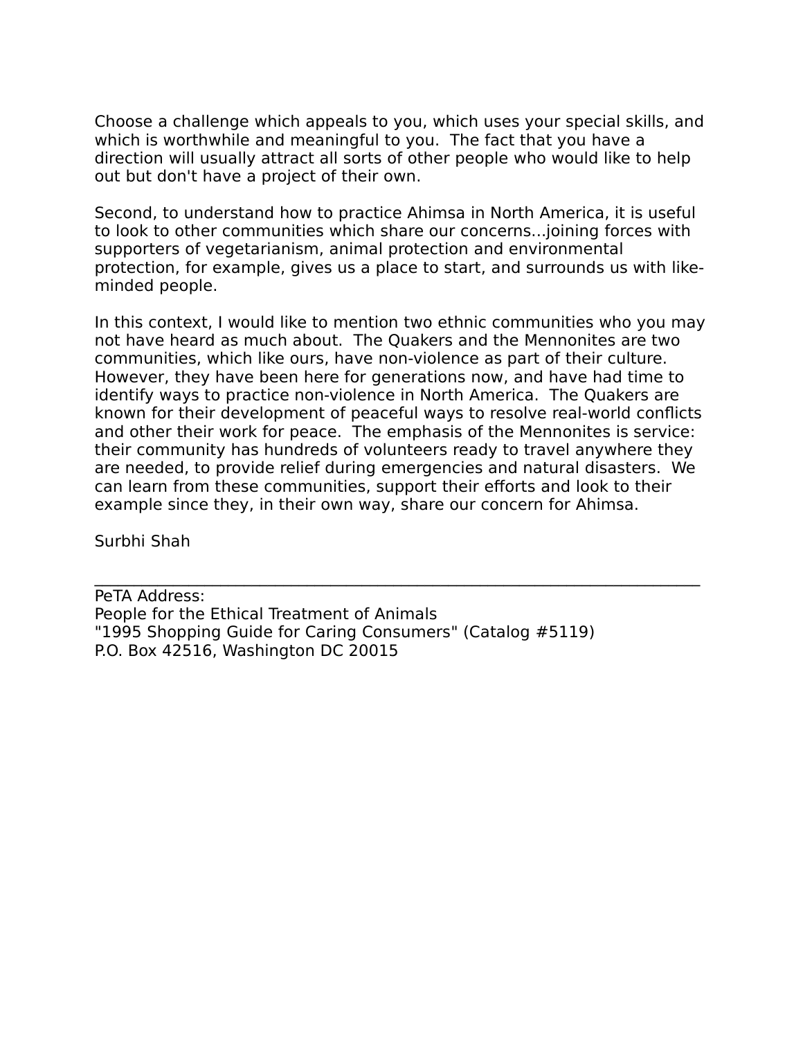Choose a challenge which appeals to you, which uses your special skills, and which is worthwhile and meaningful to you. The fact that you have a direction will usually attract all sorts of other people who would like to help out but don't have a project of their own.

Second, to understand how to practice Ahimsa in North America, it is useful to look to other communities which share our concerns...joining forces with supporters of vegetarianism, animal protection and environmental protection, for example, gives us a place to start, and surrounds us with like-minded people.

In this context, I would like to mention two ethnic communities who you may not have heard as much about. The Quakers and the Mennonites are two communities, which like ours, have non-violence as part of their culture. However, they have been here for generations now, and have had time to identify ways to practice non-violence in North America. The Quakers are known for their development of peaceful ways to resolve real-world conflicts and other their work for peace. The emphasis of the Mennonites is service: their community has hundreds of volunteers ready to travel anywhere they are needed, to provide relief during emergencies and natural disasters. We can learn from these communities, support their efforts and look to their example since they, in their own way, share our concern for Ahimsa.

Surbhi Shah

---

PeTA Address:  
People for the Ethical Treatment of Animals  
"1995 Shopping Guide for Caring Consumers" (Catalog #5119)  
P.O. Box 42516, Washington DC 20015